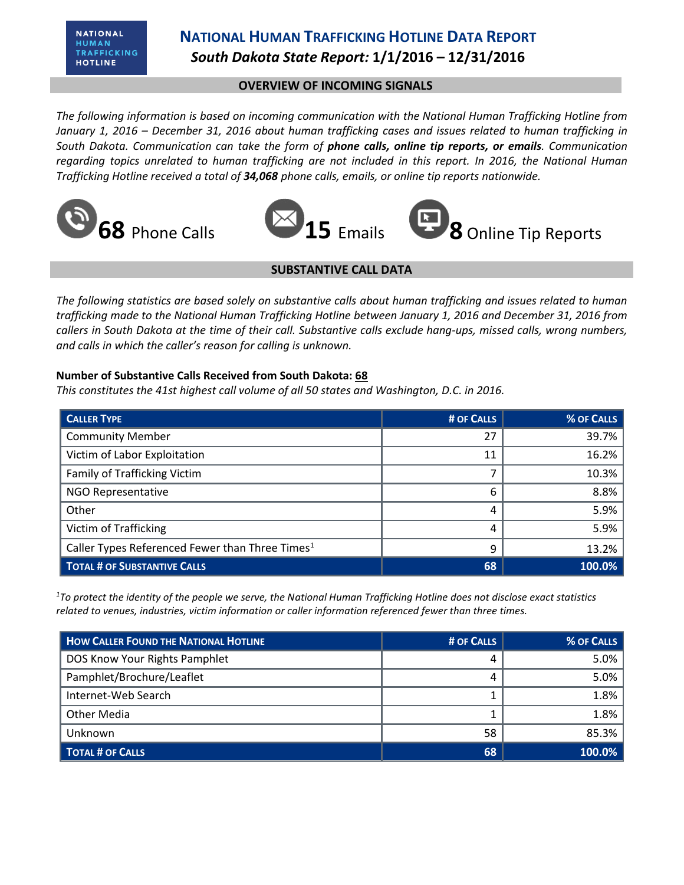# National Human Trafficking Hotline Data Report

## *South Dakota State Report:* 1/1/2016 – 12/31/2016

### OVERVIEW OF INCOMING SIGNALS

*The following information is based on incoming communication with the National Human Trafficking Hotline from January 1, 2016 – December 31, 2016 about human trafficking cases and issues related to human trafficking in South Dakota. Communication can take the form of **phone calls, online tip reports, or emails**. Communication regarding topics unrelated to human trafficking are not included in this report. In 2016, the National Human Trafficking Hotline received a total of **34,068** phone calls, emails, or online tip reports nationwide.*

**68** Phone Calls

**15** Emails

**8** Online Tip Reports

### SUBSTANTIVE CALL DATA

*The following statistics are based solely on substantive calls about human trafficking and issues related to human trafficking made to the National Human Trafficking Hotline between January 1, 2016 and December 31, 2016 from callers in South Dakota at the time of their call. Substantive calls exclude hang-ups, missed calls, wrong numbers, and calls in which the caller's reason for calling is unknown.*

**Number of Substantive Calls Received from South Dakota: 68**

*This constitutes the 41st highest call volume of all 50 states and Washington, D.C. in 2016.*

| Caller Type | # of Calls | % of Calls |
|---|---|---|
| Community Member | 27 | 39.7% |
| Victim of Labor Exploitation | 11 | 16.2% |
| Family of Trafficking Victim | 7 | 10.3% |
| NGO Representative | 6 | 8.8% |
| Other | 4 | 5.9% |
| Victim of Trafficking | 4 | 5.9% |
| Caller Types Referenced Fewer than Three Times[1] | 9 | 13.2% |
| **Total # of Substantive Calls** | **68** | **100.0%** |

*[1]To protect the identity of the people we serve, the National Human Trafficking Hotline does not disclose exact statistics related to venues, industries, victim information or caller information referenced fewer than three times.*

| How Caller Found the National Hotline | # of Calls | % of Calls |
|---|---|---|
| DOS Know Your Rights Pamphlet | 4 | 5.0% |
| Pamphlet/Brochure/Leaflet | 4 | 5.0% |
| Internet-Web Search | 1 | 1.8% |
| Other Media | 1 | 1.8% |
| Unknown | 58 | 85.3% |
| **Total # of Calls** | **68** | **100.0%** |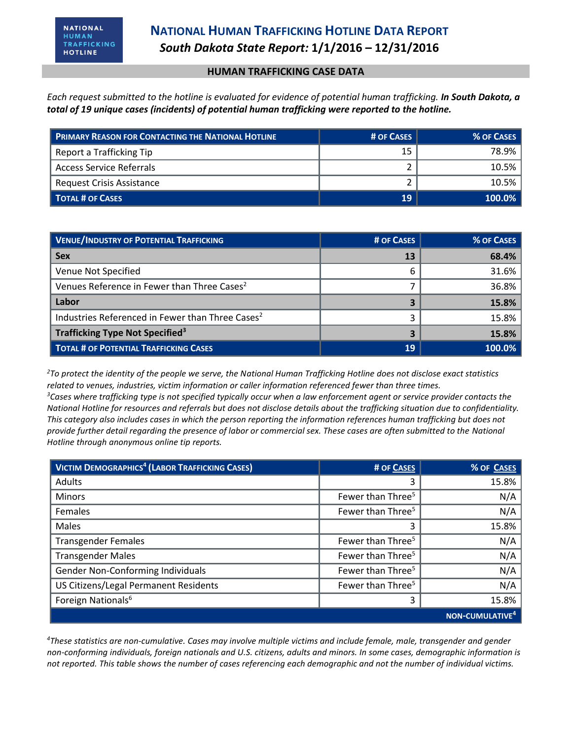# NATIONAL HUMAN TRAFFICKING HOTLINE DATA REPORT

## *South Dakota State Report:* 1/1/2016 – 12/31/2016

### HUMAN TRAFFICKING CASE DATA

*Each request submitted to the hotline is evaluated for evidence of potential human trafficking.* ***In South Dakota, a total of 19 unique cases (incidents) of potential human trafficking were reported to the hotline.***

| PRIMARY REASON FOR CONTACTING THE NATIONAL HOTLINE | # OF CASES | % OF CASES |
|---|---|---|
| Report a Trafficking Tip | 15 | 78.9% |
| Access Service Referrals | 2 | 10.5% |
| Request Crisis Assistance | 2 | 10.5% |
| **TOTAL # OF CASES** | **19** | **100.0%** |

| VENUE/INDUSTRY OF POTENTIAL TRAFFICKING | # OF CASES | % OF CASES |
|---|---|---|
| **Sex** | **13** | **68.4%** |
| Venue Not Specified | 6 | 31.6% |
| Venues Reference in Fewer than Three Cases[2] | 7 | 36.8% |
| **Labor** | **3** | **15.8%** |
| Industries Referenced in Fewer than Three Cases[2] | 3 | 15.8% |
| **Trafficking Type Not Specified[3]** | **3** | **15.8%** |
| **TOTAL # OF POTENTIAL TRAFFICKING CASES** | **19** | **100.0%** |

*[2]To protect the identity of the people we serve, the National Human Trafficking Hotline does not disclose exact statistics related to venues, industries, victim information or caller information referenced fewer than three times.*
*[3]Cases where trafficking type is not specified typically occur when a law enforcement agent or service provider contacts the National Hotline for resources and referrals but does not disclose details about the trafficking situation due to confidentiality. This category also includes cases in which the person reporting the information references human trafficking but does not provide further detail regarding the presence of labor or commercial sex. These cases are often submitted to the National Hotline through anonymous online tip reports.*

| VICTIM DEMOGRAPHICS[4] (LABOR TRAFFICKING CASES) | # OF CASES | % OF CASES |
|---|---|---|
| Adults | 3 | 15.8% |
| Minors | Fewer than Three[5] | N/A |
| Females | Fewer than Three[5] | N/A |
| Males | 3 | 15.8% |
| Transgender Females | Fewer than Three[5] | N/A |
| Transgender Males | Fewer than Three[5] | N/A |
| Gender Non-Conforming Individuals | Fewer than Three[5] | N/A |
| US Citizens/Legal Permanent Residents | Fewer than Three[5] | N/A |
| Foreign Nationals[6] | 3 | 15.8% |
| | | NON-CUMULATIVE[4] |

*[4]These statistics are non-cumulative. Cases may involve multiple victims and include female, male, transgender and gender non-conforming individuals, foreign nationals and U.S. citizens, adults and minors. In some cases, demographic information is not reported. This table shows the number of cases referencing each demographic and not the number of individual victims.*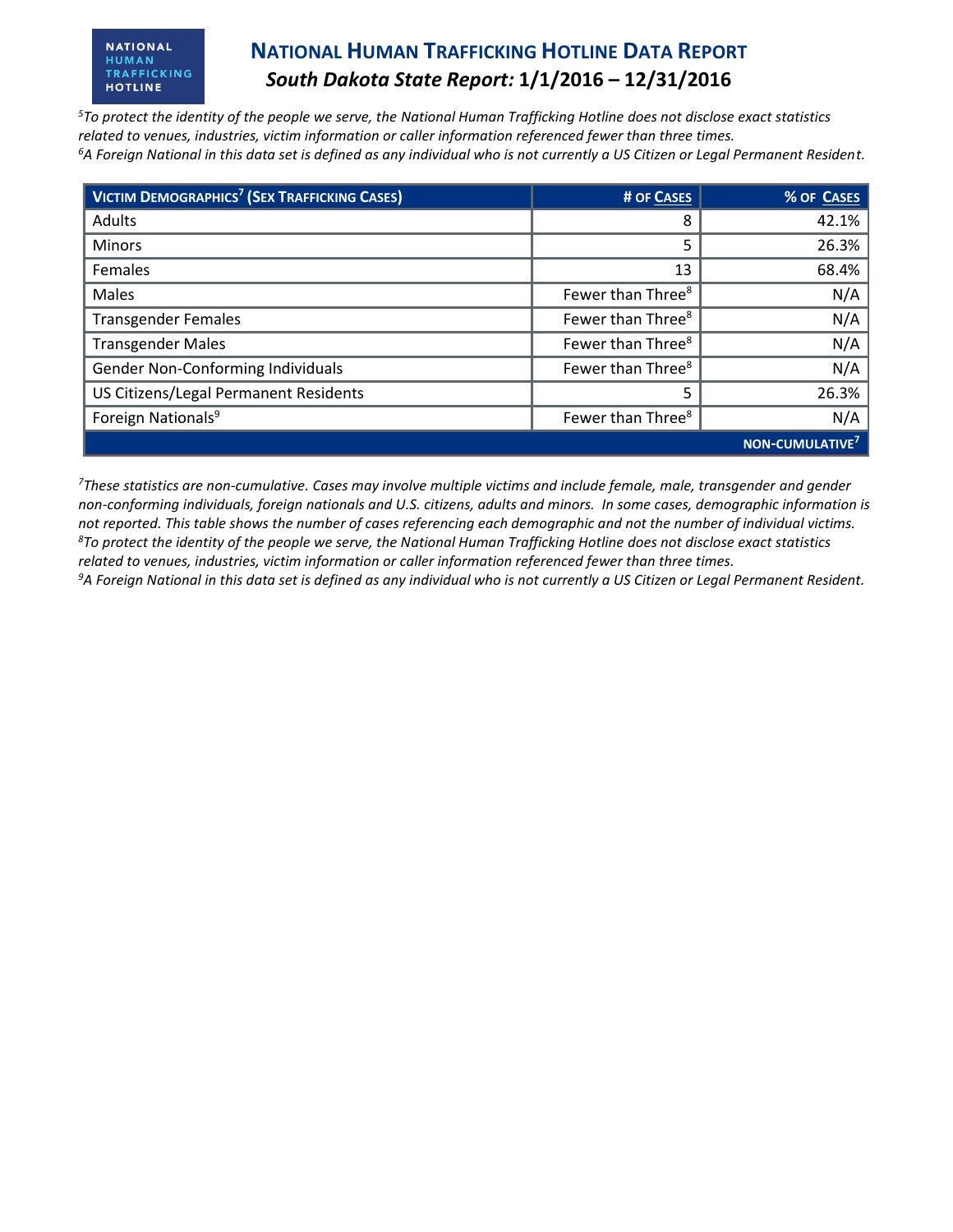# NATIONAL HUMAN TRAFFICKING HOTLINE DATA REPORT

## *South Dakota State Report:* 1/1/2016 – 12/31/2016

*[5]To protect the identity of the people we serve, the National Human Trafficking Hotline does not disclose exact statistics related to venues, industries, victim information or caller information referenced fewer than three times.*

*[6]A Foreign National in this data set is defined as any individual who is not currently a US Citizen or Legal Permanent Resident.*

| VICTIM DEMOGRAPHICS[7] (SEX TRAFFICKING CASES) | # OF CASES | % OF CASES |
|---|---|---|
| Adults | 8 | 42.1% |
| Minors | 5 | 26.3% |
| Females | 13 | 68.4% |
| Males | Fewer than Three[8] | N/A |
| Transgender Females | Fewer than Three[8] | N/A |
| Transgender Males | Fewer than Three[8] | N/A |
| Gender Non-Conforming Individuals | Fewer than Three[8] | N/A |
| US Citizens/Legal Permanent Residents | 5 | 26.3% |
| Foreign Nationals[9] | Fewer than Three[8] | N/A |
| | | NON-CUMULATIVE[7] |

*[7]These statistics are non-cumulative. Cases may involve multiple victims and include female, male, transgender and gender non-conforming individuals, foreign nationals and U.S. citizens, adults and minors. In some cases, demographic information is not reported. This table shows the number of cases referencing each demographic and not the number of individual victims.*

*[8]To protect the identity of the people we serve, the National Human Trafficking Hotline does not disclose exact statistics related to venues, industries, victim information or caller information referenced fewer than three times.*

*[9]A Foreign National in this data set is defined as any individual who is not currently a US Citizen or Legal Permanent Resident.*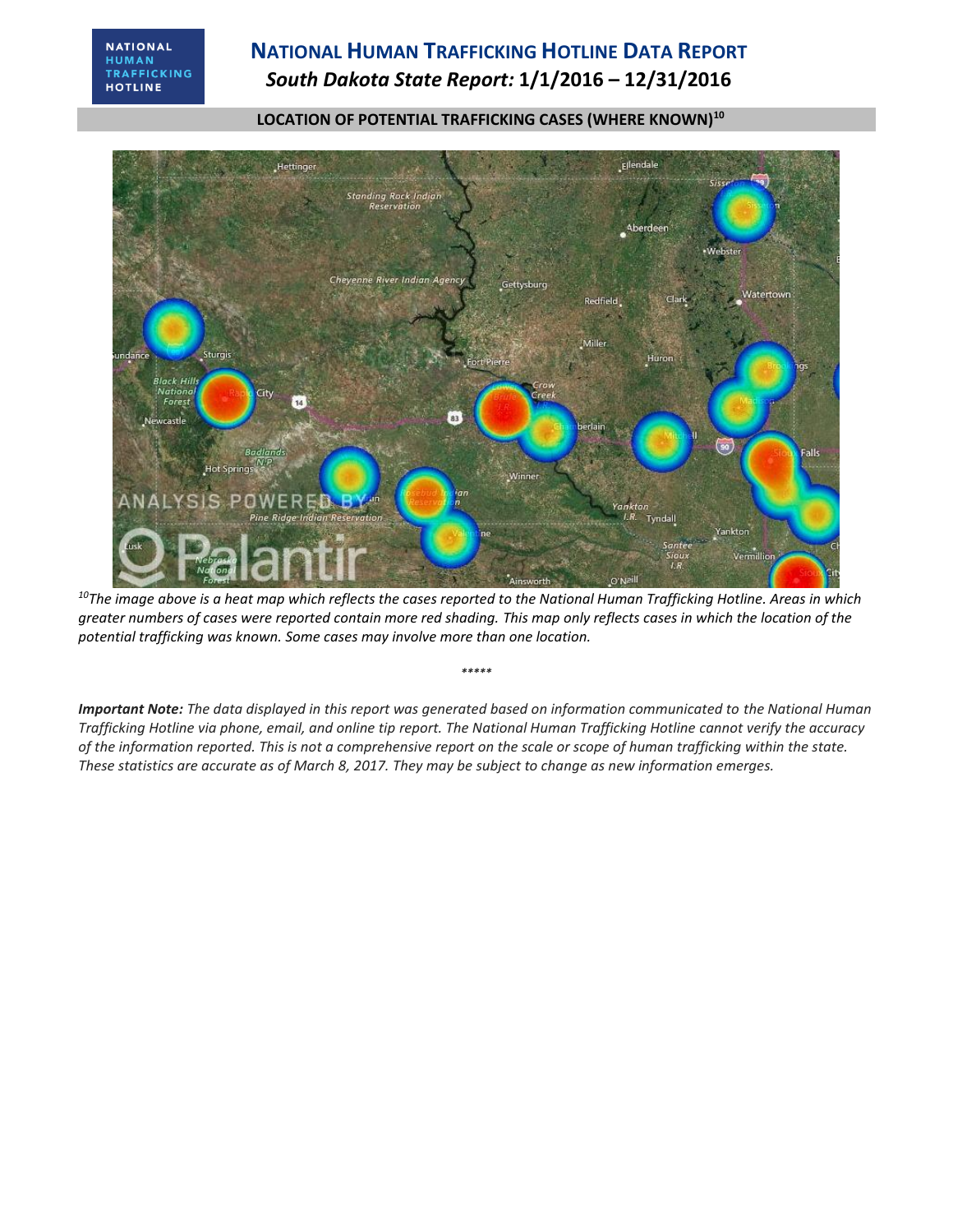# NATIONAL HUMAN TRAFFICKING HOTLINE DATA REPORT

## *South Dakota State Report:* 1/1/2016 – 12/31/2016

### LOCATION OF POTENTIAL TRAFFICKING CASES (WHERE KNOWN)[10]

Hettinger
Ellendale
Standing Rock Indian Reservation
Sisseton
Aberdeen
Webster
Cheyenne River Indian Agency
Gettysburg
Redfield
Clark
Watertown
Miller
Sundance
Sturgis
Fort Pierre
Huron
Brookings
Black Hills National Forest
Rapid City
Crow Creek
Lower Brule I.R.
Madison
Newcastle
Chamberlain
Mitchell
Sioux Falls
Badlands N.P.
Hot Springs
Winner
ANALYSIS POWERED BY Palantir
Rosebud Indian Reservation
Yankton I.R.
Tyndall
Pine Ridge Indian Reservation
Yankton
Lusk
Valentine
Santee Sioux I.R.
Vermillion
Nebraska National Forest
Ainsworth
O'Neill
Sioux City

*[10]The image above is a heat map which reflects the cases reported to the National Human Trafficking Hotline. Areas in which greater numbers of cases were reported contain more red shading. This map only reflects cases in which the location of the potential trafficking was known. Some cases may involve more than one location.*

\*\*\*\*\*

***Important Note:*** *The data displayed in this report was generated based on information communicated to the National Human Trafficking Hotline via phone, email, and online tip report. The National Human Trafficking Hotline cannot verify the accuracy of the information reported. This is not a comprehensive report on the scale or scope of human trafficking within the state. These statistics are accurate as of March 8, 2017. They may be subject to change as new information emerges.*